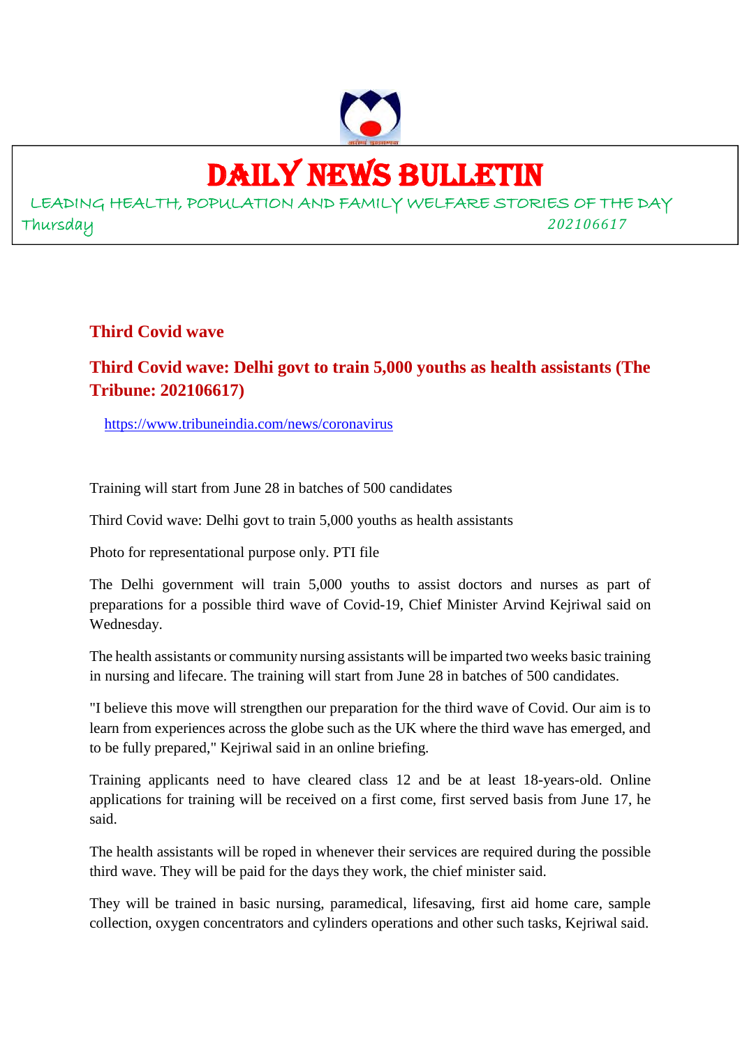# DAILY NEWS BULLETIN

LEADING HEALTH, POPULATION AND FAMILY WELFARE STORIES OF THE DAY

Thursday 202106617

## Third Covid wave

### Third Covid wave: Delhi govt to train 5,000 youths as health assistants (The Tribune: 202106617)

https://www.tribuneindia.com/news/coronavirus

Training will start from June 28 in batches of 500 candidates

Third Covid wave: Delhi govt to train 5,000 youths as health assistants

Photo for representational purpose only. PTI file

The Delhi government will train 5,000 youths to assist doctors and nurses as part of preparations for a possible third wave of Covid-19, Chief Minister Arvind Kejriwal said on Wednesday.

The health assistants or community nursing assistants will be imparted two weeks basic training in nursing and lifecare. The training will start from June 28 in batches of 500 candidates.

"I believe this move will strengthen our preparation for the third wave of Covid. Our aim is to learn from experiences across the globe such as the UK where the third wave has emerged, and to be fully prepared," Kejriwal said in an online briefing.

Training applicants need to have cleared class 12 and be at least 18-years-old. Online applications for training will be received on a first come, first served basis from June 17, he said.

The health assistants will be roped in whenever their services are required during the possible third wave. They will be paid for the days they work, the chief minister said.

They will be trained in basic nursing, paramedical, lifesaving, first aid home care, sample collection, oxygen concentrators and cylinders operations and other such tasks, Kejriwal said.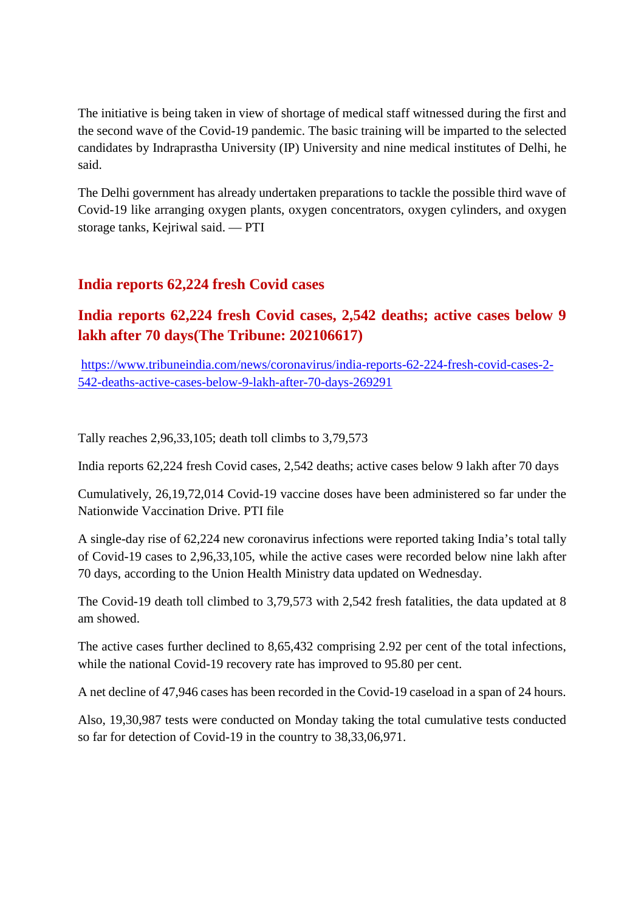The initiative is being taken in view of shortage of medical staff witnessed during the first and the second wave of the Covid-19 pandemic. The basic training will be imparted to the selected candidates by Indraprastha University (IP) University and nine medical institutes of Delhi, he said.

The Delhi government has already undertaken preparations to tackle the possible third wave of Covid-19 like arranging oxygen plants, oxygen concentrators, oxygen cylinders, and oxygen storage tanks, Kejriwal said. — PTI

## India reports 62,224 fresh Covid cases

## India reports 62,224 fresh Covid cases, 2,542 deaths; active cases below 9 lakh after 70 days(The Tribune: 202106617)

https://www.tribuneindia.com/news/coronavirus/india-reports-62-224-fresh-covid-cases-2-542-deaths-active-cases-below-9-lakh-after-70-days-269291

Tally reaches 2,96,33,105; death toll climbs to 3,79,573

India reports 62,224 fresh Covid cases, 2,542 deaths; active cases below 9 lakh after 70 days

Cumulatively, 26,19,72,014 Covid-19 vaccine doses have been administered so far under the Nationwide Vaccination Drive. PTI file

A single-day rise of 62,224 new coronavirus infections were reported taking India's total tally of Covid-19 cases to 2,96,33,105, while the active cases were recorded below nine lakh after 70 days, according to the Union Health Ministry data updated on Wednesday.

The Covid-19 death toll climbed to 3,79,573 with 2,542 fresh fatalities, the data updated at 8 am showed.

The active cases further declined to 8,65,432 comprising 2.92 per cent of the total infections, while the national Covid-19 recovery rate has improved to 95.80 per cent.

A net decline of 47,946 cases has been recorded in the Covid-19 caseload in a span of 24 hours.

Also, 19,30,987 tests were conducted on Monday taking the total cumulative tests conducted so far for detection of Covid-19 in the country to 38,33,06,971.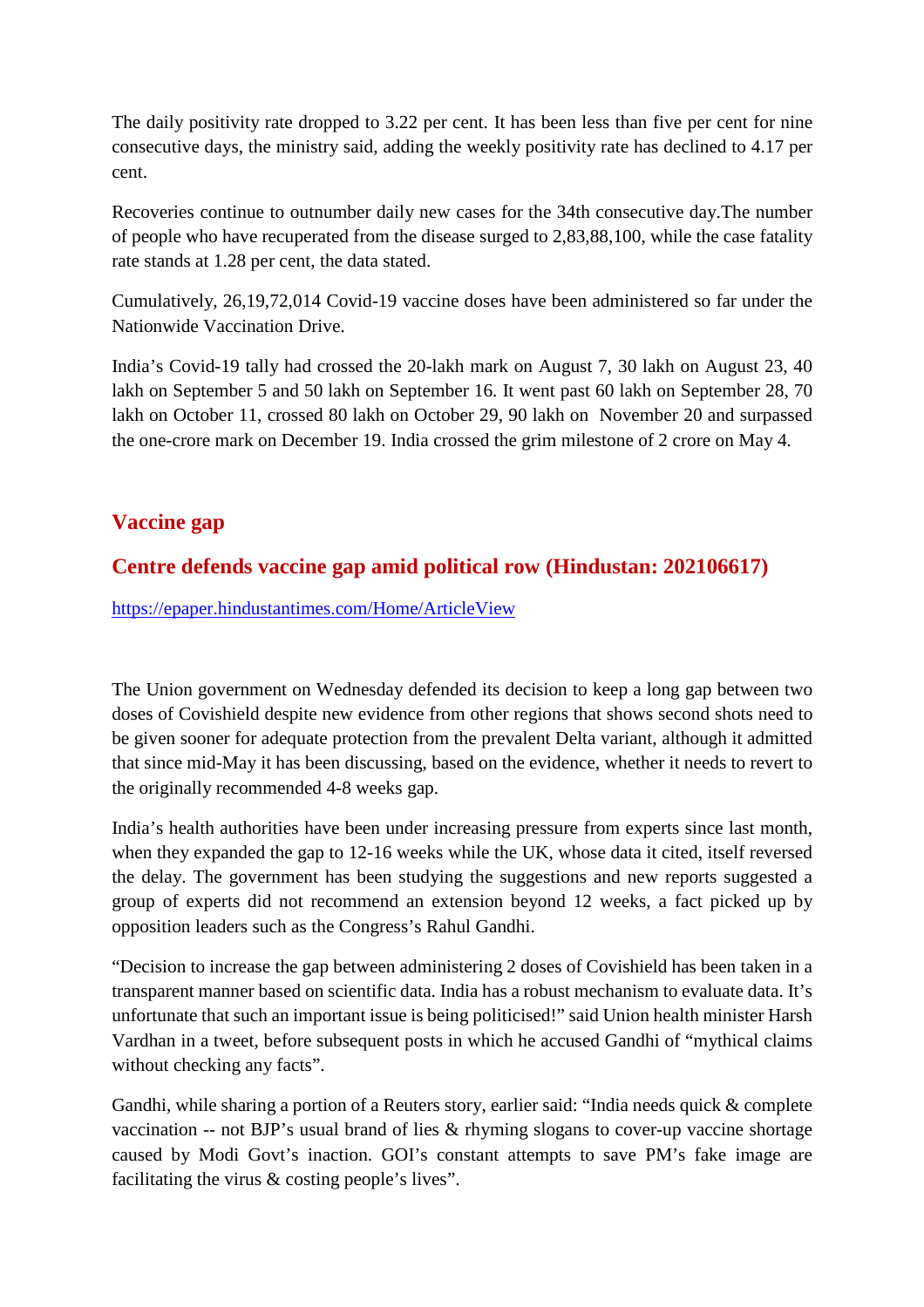The daily positivity rate dropped to 3.22 per cent. It has been less than five per cent for nine consecutive days, the ministry said, adding the weekly positivity rate has declined to 4.17 per cent.

Recoveries continue to outnumber daily new cases for the 34th consecutive day.The number of people who have recuperated from the disease surged to 2,83,88,100, while the case fatality rate stands at 1.28 per cent, the data stated.

Cumulatively, 26,19,72,014 Covid-19 vaccine doses have been administered so far under the Nationwide Vaccination Drive.

India's Covid-19 tally had crossed the 20-lakh mark on August 7, 30 lakh on August 23, 40 lakh on September 5 and 50 lakh on September 16. It went past 60 lakh on September 28, 70 lakh on October 11, crossed 80 lakh on October 29, 90 lakh on November 20 and surpassed the one-crore mark on December 19. India crossed the grim milestone of 2 crore on May 4.

## Vaccine gap

## Centre defends vaccine gap amid political row (Hindustan: 202106617)

https://epaper.hindustantimes.com/Home/ArticleView

The Union government on Wednesday defended its decision to keep a long gap between two doses of Covishield despite new evidence from other regions that shows second shots need to be given sooner for adequate protection from the prevalent Delta variant, although it admitted that since mid-May it has been discussing, based on the evidence, whether it needs to revert to the originally recommended 4-8 weeks gap.

India's health authorities have been under increasing pressure from experts since last month, when they expanded the gap to 12-16 weeks while the UK, whose data it cited, itself reversed the delay. The government has been studying the suggestions and new reports suggested a group of experts did not recommend an extension beyond 12 weeks, a fact picked up by opposition leaders such as the Congress's Rahul Gandhi.

"Decision to increase the gap between administering 2 doses of Covishield has been taken in a transparent manner based on scientific data. India has a robust mechanism to evaluate data. It's unfortunate that such an important issue is being politicised!" said Union health minister Harsh Vardhan in a tweet, before subsequent posts in which he accused Gandhi of "mythical claims without checking any facts".

Gandhi, while sharing a portion of a Reuters story, earlier said: "India needs quick & complete vaccination -- not BJP's usual brand of lies & rhyming slogans to cover-up vaccine shortage caused by Modi Govt's inaction. GOI's constant attempts to save PM's fake image are facilitating the virus & costing people's lives".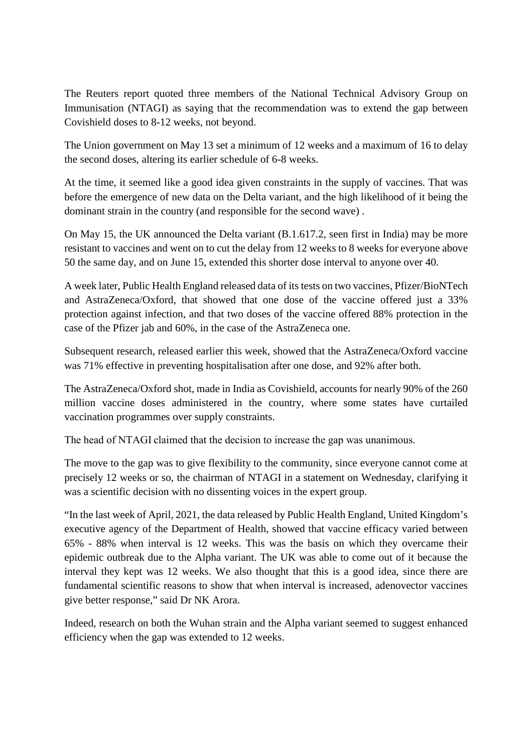The Reuters report quoted three members of the National Technical Advisory Group on Immunisation (NTAGI) as saying that the recommendation was to extend the gap between Covishield doses to 8-12 weeks, not beyond.

The Union government on May 13 set a minimum of 12 weeks and a maximum of 16 to delay the second doses, altering its earlier schedule of 6-8 weeks.

At the time, it seemed like a good idea given constraints in the supply of vaccines. That was before the emergence of new data on the Delta variant, and the high likelihood of it being the dominant strain in the country (and responsible for the second wave) .

On May 15, the UK announced the Delta variant (B.1.617.2, seen first in India) may be more resistant to vaccines and went on to cut the delay from 12 weeks to 8 weeks for everyone above 50 the same day, and on June 15, extended this shorter dose interval to anyone over 40.

A week later, Public Health England released data of its tests on two vaccines, Pfizer/BioNTech and AstraZeneca/Oxford, that showed that one dose of the vaccine offered just a 33% protection against infection, and that two doses of the vaccine offered 88% protection in the case of the Pfizer jab and 60%, in the case of the AstraZeneca one.

Subsequent research, released earlier this week, showed that the AstraZeneca/Oxford vaccine was 71% effective in preventing hospitalisation after one dose, and 92% after both.

The AstraZeneca/Oxford shot, made in India as Covishield, accounts for nearly 90% of the 260 million vaccine doses administered in the country, where some states have curtailed vaccination programmes over supply constraints.

The head of NTAGI claimed that the decision to increase the gap was unanimous.

The move to the gap was to give flexibility to the community, since everyone cannot come at precisely 12 weeks or so, the chairman of NTAGI in a statement on Wednesday, clarifying it was a scientific decision with no dissenting voices in the expert group.

"In the last week of April, 2021, the data released by Public Health England, United Kingdom's executive agency of the Department of Health, showed that vaccine efficacy varied between 65% - 88% when interval is 12 weeks. This was the basis on which they overcame their epidemic outbreak due to the Alpha variant. The UK was able to come out of it because the interval they kept was 12 weeks. We also thought that this is a good idea, since there are fundamental scientific reasons to show that when interval is increased, adenovector vaccines give better response," said Dr NK Arora.

Indeed, research on both the Wuhan strain and the Alpha variant seemed to suggest enhanced efficiency when the gap was extended to 12 weeks.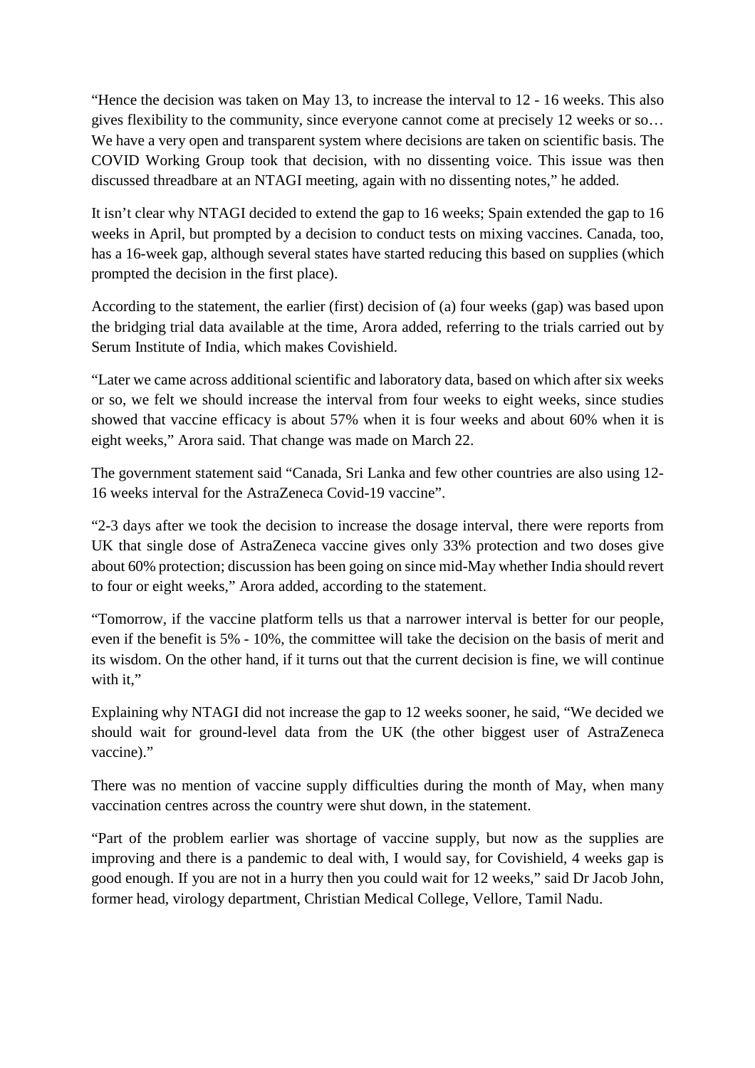"Hence the decision was taken on May 13, to increase the interval to 12 - 16 weeks. This also gives flexibility to the community, since everyone cannot come at precisely 12 weeks or so… We have a very open and transparent system where decisions are taken on scientific basis. The COVID Working Group took that decision, with no dissenting voice. This issue was then discussed threadbare at an NTAGI meeting, again with no dissenting notes," he added.

It isn't clear why NTAGI decided to extend the gap to 16 weeks; Spain extended the gap to 16 weeks in April, but prompted by a decision to conduct tests on mixing vaccines. Canada, too, has a 16-week gap, although several states have started reducing this based on supplies (which prompted the decision in the first place).

According to the statement, the earlier (first) decision of (a) four weeks (gap) was based upon the bridging trial data available at the time, Arora added, referring to the trials carried out by Serum Institute of India, which makes Covishield.

"Later we came across additional scientific and laboratory data, based on which after six weeks or so, we felt we should increase the interval from four weeks to eight weeks, since studies showed that vaccine efficacy is about 57% when it is four weeks and about 60% when it is eight weeks," Arora said. That change was made on March 22.

The government statement said "Canada, Sri Lanka and few other countries are also using 12-16 weeks interval for the AstraZeneca Covid-19 vaccine".

"2-3 days after we took the decision to increase the dosage interval, there were reports from UK that single dose of AstraZeneca vaccine gives only 33% protection and two doses give about 60% protection; discussion has been going on since mid-May whether India should revert to four or eight weeks," Arora added, according to the statement.

"Tomorrow, if the vaccine platform tells us that a narrower interval is better for our people, even if the benefit is 5% - 10%, the committee will take the decision on the basis of merit and its wisdom. On the other hand, if it turns out that the current decision is fine, we will continue with it,"

Explaining why NTAGI did not increase the gap to 12 weeks sooner, he said, "We decided we should wait for ground-level data from the UK (the other biggest user of AstraZeneca vaccine)."

There was no mention of vaccine supply difficulties during the month of May, when many vaccination centres across the country were shut down, in the statement.

"Part of the problem earlier was shortage of vaccine supply, but now as the supplies are improving and there is a pandemic to deal with, I would say, for Covishield, 4 weeks gap is good enough. If you are not in a hurry then you could wait for 12 weeks," said Dr Jacob John, former head, virology department, Christian Medical College, Vellore, Tamil Nadu.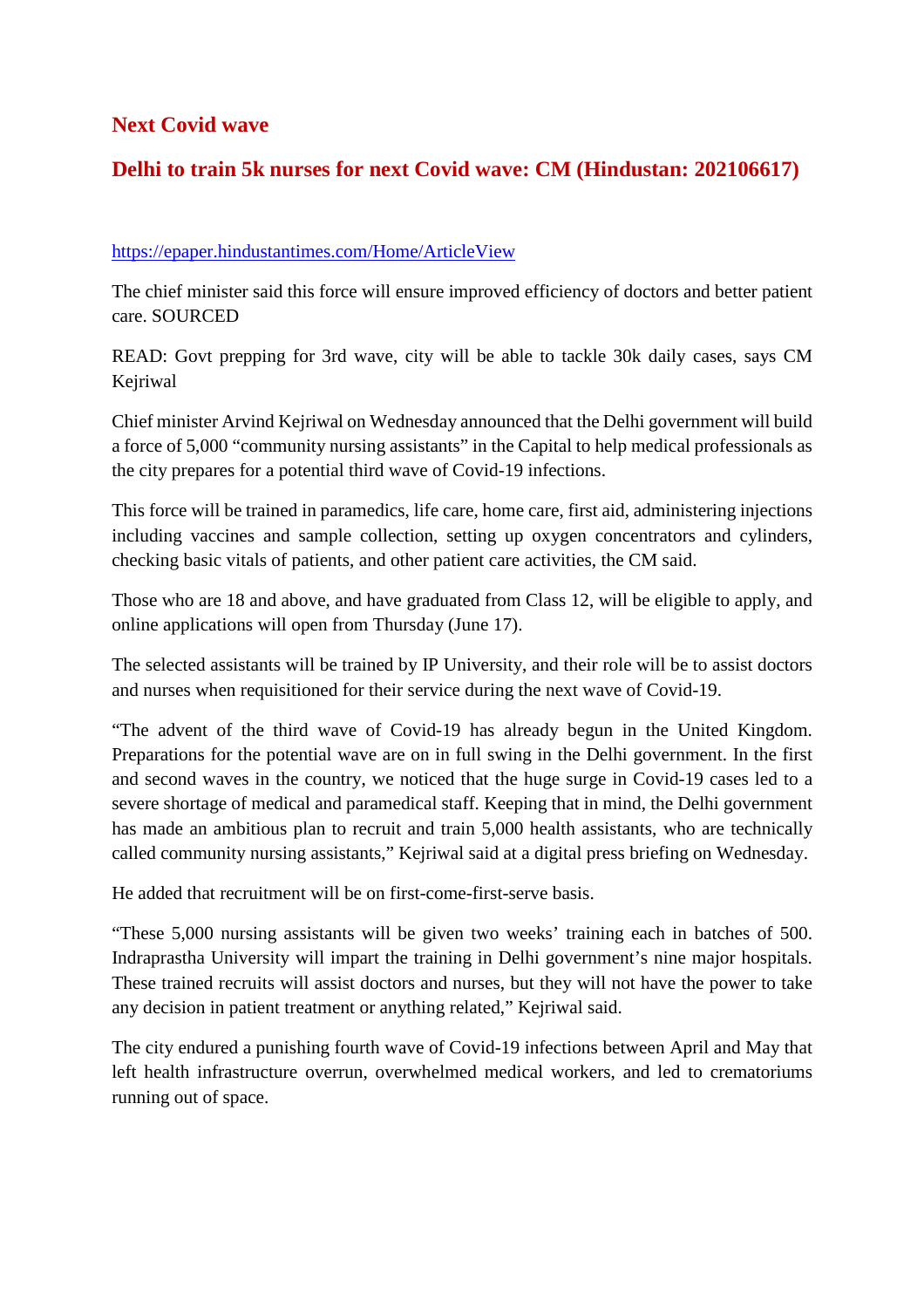## Next Covid wave

## Delhi to train 5k nurses for next Covid wave: CM (Hindustan: 202106617)

https://epaper.hindustantimes.com/Home/ArticleView

The chief minister said this force will ensure improved efficiency of doctors and better patient care. SOURCED

READ: Govt prepping for 3rd wave, city will be able to tackle 30k daily cases, says CM Kejriwal

Chief minister Arvind Kejriwal on Wednesday announced that the Delhi government will build a force of 5,000 "community nursing assistants" in the Capital to help medical professionals as the city prepares for a potential third wave of Covid-19 infections.

This force will be trained in paramedics, life care, home care, first aid, administering injections including vaccines and sample collection, setting up oxygen concentrators and cylinders, checking basic vitals of patients, and other patient care activities, the CM said.

Those who are 18 and above, and have graduated from Class 12, will be eligible to apply, and online applications will open from Thursday (June 17).

The selected assistants will be trained by IP University, and their role will be to assist doctors and nurses when requisitioned for their service during the next wave of Covid-19.

"The advent of the third wave of Covid-19 has already begun in the United Kingdom. Preparations for the potential wave are on in full swing in the Delhi government. In the first and second waves in the country, we noticed that the huge surge in Covid-19 cases led to a severe shortage of medical and paramedical staff. Keeping that in mind, the Delhi government has made an ambitious plan to recruit and train 5,000 health assistants, who are technically called community nursing assistants," Kejriwal said at a digital press briefing on Wednesday.

He added that recruitment will be on first-come-first-serve basis.

"These 5,000 nursing assistants will be given two weeks' training each in batches of 500. Indraprastha University will impart the training in Delhi government's nine major hospitals. These trained recruits will assist doctors and nurses, but they will not have the power to take any decision in patient treatment or anything related," Kejriwal said.

The city endured a punishing fourth wave of Covid-19 infections between April and May that left health infrastructure overrun, overwhelmed medical workers, and led to crematoriums running out of space.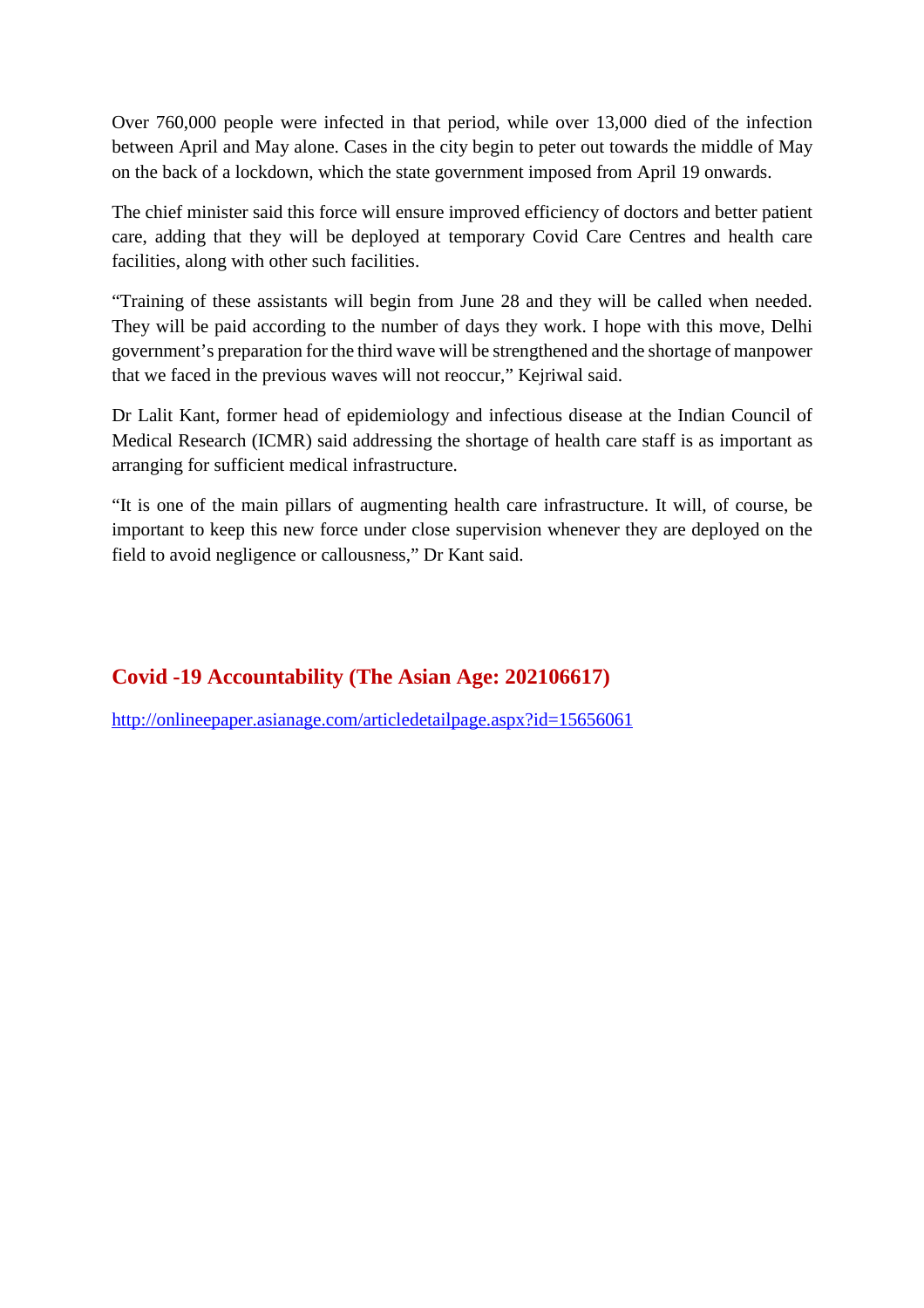Over 760,000 people were infected in that period, while over 13,000 died of the infection between April and May alone. Cases in the city begin to peter out towards the middle of May on the back of a lockdown, which the state government imposed from April 19 onwards.

The chief minister said this force will ensure improved efficiency of doctors and better patient care, adding that they will be deployed at temporary Covid Care Centres and health care facilities, along with other such facilities.

"Training of these assistants will begin from June 28 and they will be called when needed. They will be paid according to the number of days they work. I hope with this move, Delhi government's preparation for the third wave will be strengthened and the shortage of manpower that we faced in the previous waves will not reoccur," Kejriwal said.

Dr Lalit Kant, former head of epidemiology and infectious disease at the Indian Council of Medical Research (ICMR) said addressing the shortage of health care staff is as important as arranging for sufficient medical infrastructure.

"It is one of the main pillars of augmenting health care infrastructure. It will, of course, be important to keep this new force under close supervision whenever they are deployed on the field to avoid negligence or callousness," Dr Kant said.

## Covid -19 Accountability (The Asian Age: 202106617)

http://onlineepaper.asianage.com/articledetailpage.aspx?id=15656061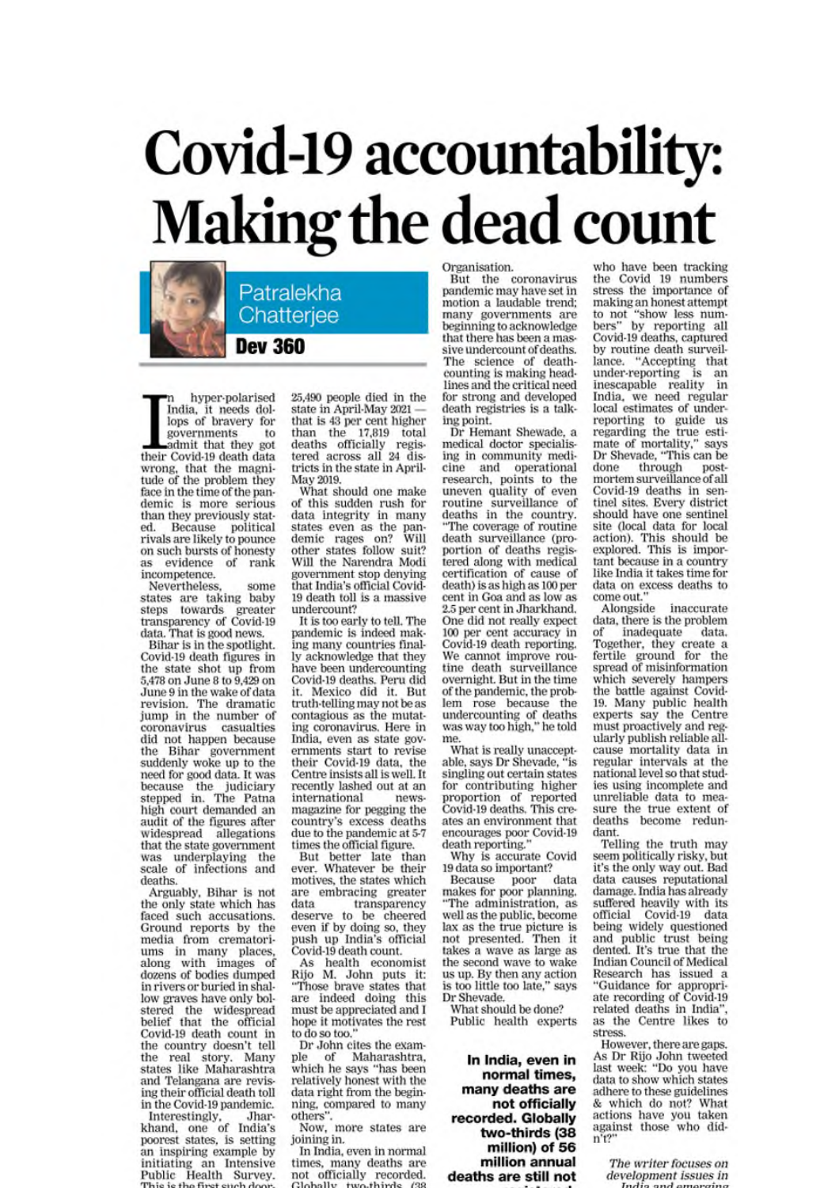# Covid-19 accountability: Making the dead count

**Patralekha Chatterjee**

**Dev 360**

In hyper-polarised India, it needs dollops of bravery for governments to admit that they got their Covid-19 death data wrong, that the magnitude of the problem they face in the time of the pandemic is more serious than they previously stated. Because political rivals are likely to pounce on such bursts of honesty as evidence of rank incompetence.

Nevertheless, some states are taking baby steps towards greater transparency of Covid-19 data. That is good news.

Bihar is in the spotlight. Covid-19 death figures in the state shot up from 5,478 on June 8 to 9,429 on June 9 in the wake of data revision. The dramatic jump in the number of coronavirus casualties did not happen because the Bihar government suddenly woke up to the need for good data. It was because the judiciary stepped in. The Patna high court demanded an audit of the figures after widespread allegations that the state government was underplaying the scale of infections and deaths.

Arguably, Bihar is not the only state which has faced such accusations. Ground reports by the media from crematoriums in many places, along with images of dozens of bodies dumped in rivers or buried in shallow graves have only bolstered the widespread belief that the official Covid-19 death count in the country doesn't tell the real story. Many states like Maharashtra and Telangana are revising their official death toll in the Covid-19 pandemic.

Interestingly, Jharkhand, one of India's poorest states, is setting an inspiring example by initiating an Intensive Public Health Survey. This is the first such door-

25,490 people died in the state in April-May 2021 — that is 43 per cent higher than the 17,819 total deaths officially registered across all 24 districts in the state in April-May 2019.

What should one make of this sudden rush for data integrity in many states even as the pandemic rages on? Will other states follow suit? Will the Narendra Modi government stop denying that India's official Covid-19 death toll is a massive undercount?

It is too early to tell. The pandemic is indeed making many countries finally acknowledge that they have been undercounting Covid-19 deaths. Peru did it. Mexico did it. But truth-telling may not be as contagious as the mutating coronavirus. Here in India, even as state governments start to revise their Covid-19 data, the Centre insists all is well. It recently lashed out at an international news-magazine for pegging the country's excess deaths due to the pandemic at 5-7 times the official figure.

But better late than ever. Whatever be their motives, the states which are embracing greater data transparency deserve to be cheered even if by doing so, they push up India's official Covid-19 death count.

As health economist Rijo M. John puts it: "Those brave states that are indeed doing this must be appreciated and I hope it motivates the rest to do so too."

Dr John cites the example of Maharashtra, which he says "has been relatively honest with the data right from the beginning, compared to many others".

Now, more states are joining in.

In India, even in normal times, many deaths are not officially recorded. Globally, two-thirds (38

Organisation.

But the coronavirus pandemic may have set in motion a laudable trend; many governments are beginning to acknowledge that there has been a massive undercount of deaths. The science of death-counting is making headlines and the critical need for strong and developed death registries is a talking point.

Dr Hemant Shewade, a medical doctor specialising in community medicine and operational research, points to the uneven quality of even routine surveillance of deaths in the country. "The coverage of routine death surveillance (proportion of deaths registered along with medical certification of cause of death) is as high as 100 per cent in Goa and as low as 2.5 per cent in Jharkhand. One did not really expect 100 per cent accuracy in Covid-19 death reporting. We cannot improve routine death surveillance overnight. But in the time of the pandemic, the problem rose because the undercounting of deaths was way too high," he told me.

What is really unacceptable, says Dr Shevade, "is singling out certain states for contributing higher proportion of reported Covid-19 deaths. This creates an environment that encourages poor Covid-19 death reporting."

Why is accurate Covid 19 data so important?

Because poor data makes for poor planning. "The administration, as well as the public, become lax as the true picture is not presented. Then it takes a wave as large as the second wave to wake us up. By then any action is too little too late," says Dr Shevade.

What should be done?

Public health experts

> **In India, even in normal times, many deaths are not officially recorded. Globally two-thirds (38 million) of 56 million annual deaths are still not**

who have been tracking the Covid 19 numbers stress the importance of making an honest attempt to not "show less numbers" by reporting all Covid-19 deaths, captured by routine death surveillance. "Accepting that under-reporting is an inescapable reality in India, we need regular local estimates of under-reporting to guide us regarding the true estimate of mortality," says Dr Shevade, "This can be done through post-mortem surveillance of all Covid-19 deaths in sentinel sites. Every district should have one sentinel site (local data for local action). This should be explored. This is important because in a country like India it takes time for data on excess deaths to come out."

Alongside inaccurate data, there is the problem of inadequate data. Together, they create a fertile ground for the spread of misinformation which severely hampers the battle against Covid-19. Many public health experts say the Centre must proactively and regularly publish reliable all-cause mortality data in regular intervals at the national level so that studies using incomplete and unreliable data to measure the true extent of deaths become redundant.

Telling the truth may seem politically risky, but it's the only way out. Bad data causes reputational damage. India has already suffered heavily with its official Covid-19 data being widely questioned and public trust being dented. It's true that the Indian Council of Medical Research has issued a "Guidance for appropriate recording of Covid-19 related deaths in India", as the Centre likes to stress.

However, there are gaps. As Dr Rijo John tweeted last week: "Do you have data to show which states adhere to these guidelines & which do not? What actions have you taken against those who didn't?"

*The writer focuses on development issues in India and emerging*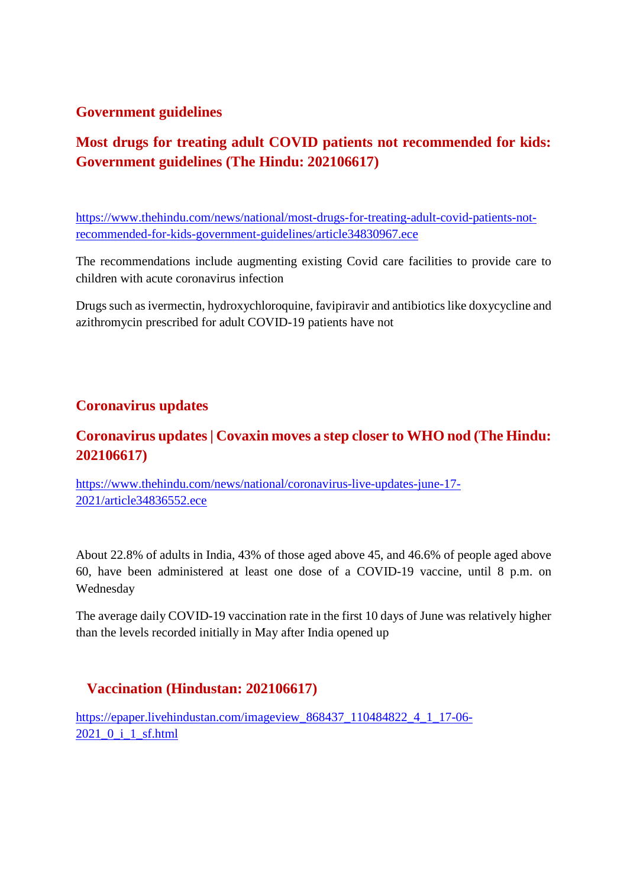## Government guidelines

### Most drugs for treating adult COVID patients not recommended for kids: Government guidelines (The Hindu: 202106617)

[https://www.thehindu.com/news/national/most-drugs-for-treating-adult-covid-patients-not-recommended-for-kids-government-guidelines/article34830967.ece](https://www.thehindu.com/news/national/most-drugs-for-treating-adult-covid-patients-not-recommended-for-kids-government-guidelines/article34830967.ece)

The recommendations include augmenting existing Covid care facilities to provide care to children with acute coronavirus infection

Drugs such as ivermectin, hydroxychloroquine, favipiravir and antibiotics like doxycycline and azithromycin prescribed for adult COVID-19 patients have not

## Coronavirus updates

### Coronavirus updates | Covaxin moves a step closer to WHO nod (The Hindu: 202106617)

[https://www.thehindu.com/news/national/coronavirus-live-updates-june-17-2021/article34836552.ece](https://www.thehindu.com/news/national/coronavirus-live-updates-june-17-2021/article34836552.ece)

About 22.8% of adults in India, 43% of those aged above 45, and 46.6% of people aged above 60, have been administered at least one dose of a COVID-19 vaccine, until 8 p.m. on Wednesday

The average daily COVID-19 vaccination rate in the first 10 days of June was relatively higher than the levels recorded initially in May after India opened up

### Vaccination (Hindustan: 202106617)

[https://epaper.livehindustan.com/imageview_868437_110484822_4_1_17-06-2021_0_i_1_sf.html](https://epaper.livehindustan.com/imageview_868437_110484822_4_1_17-06-2021_0_i_1_sf.html)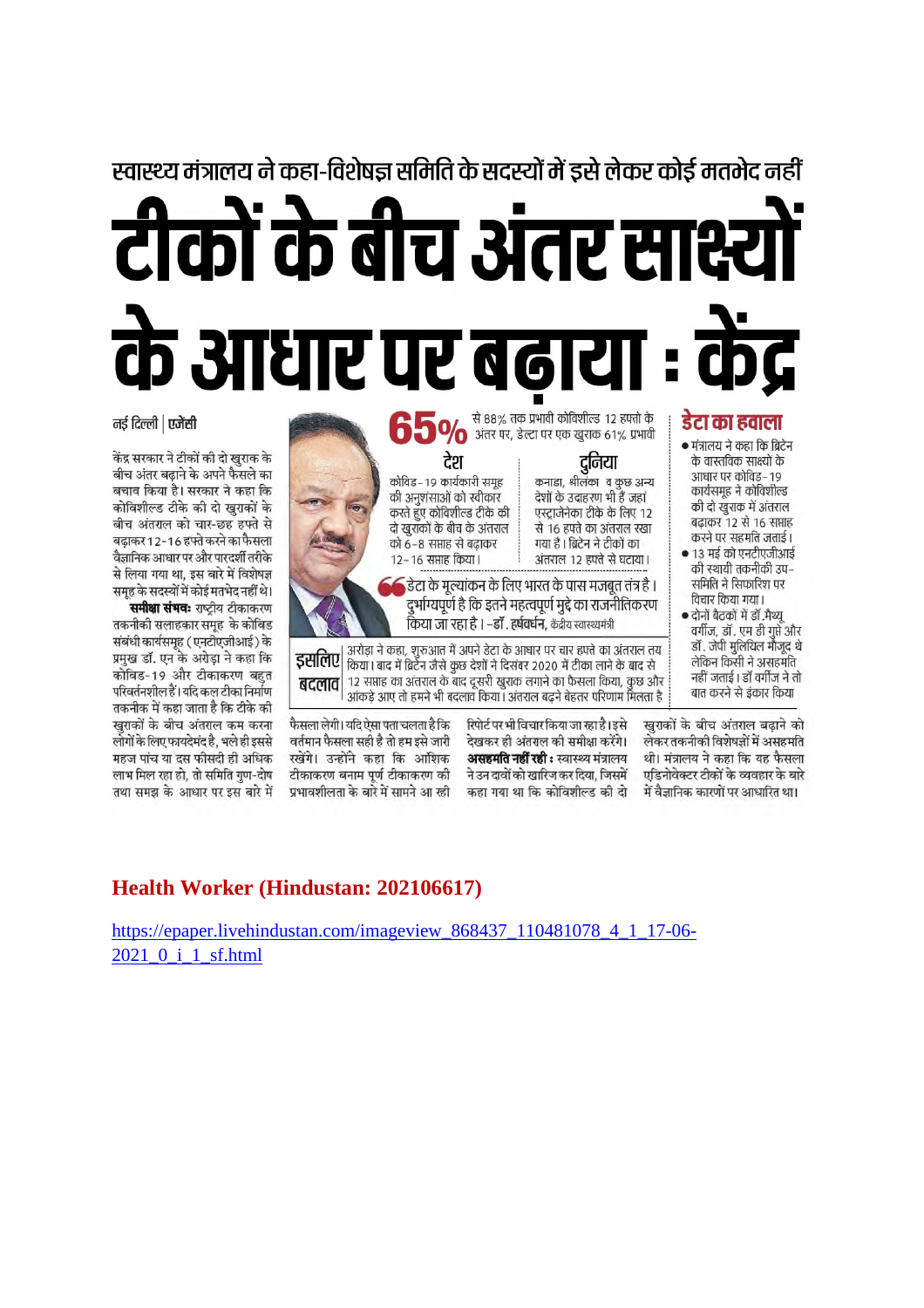स्वास्थ्य मंत्रालय ने कहा-विशेषज्ञ समिति के सदस्यों में इसे लेकर कोई मतभेद नहीं

# टीकों के बीच अंतर साक्ष्यों के आधार पर बढ़ाया : केंद्र

नई दिल्ली | एजेंसी

केंद्र सरकार ने टीकों की दो खुराक के बीच अंतर बढ़ाने के अपने फैसले का बचाव किया है। सरकार ने कहा कि कोविशील्ड टीके की दो खुराकों के बीच अंतराल को चार-छह हफ्ते से बढ़ाकर 12-16 हफ्ते करने का फैसला वैज्ञानिक आधार पर और पारदर्शी तरीके से लिया गया था, इस बारे में विशेषज्ञ समूह के सदस्यों में कोई मतभेद नहीं थे।

**समीक्षा संभवः** राष्ट्रीय टीकाकरण तकनीकी सलाहकार समूह के कोविड संबंधी कार्यसमूह (एनटीएजीआई) के प्रमुख डॉ. एन के अरोड़ा ने कहा कि कोविड-19 और टीकाकरण बहुत परिवर्तनशील हैं। यदि कल टीका निर्माण तकनीक में कहा जाता है कि टीके की खुराकों के बीच अंतराल कम करना लोगों के लिए फायदेमंद है, भले ही इससे महज पांच या दस फीसदी ही अधिक लाभ मिल रहा हो, तो समिति गुण-दोष तथा समझ के आधार पर इस बारे में फैसला लेगी। यदि ऐसा पता चलता है कि वर्तमान फैसला सही है तो हम इसे जारी रखेंगे। उन्होंने कहा कि आंशिक टीकाकरण बनाम पूर्ण टीकाकरण की प्रभावशीलता के बारे में सामने आ रही रिपोर्ट पर भी विचार किया जा रहा है। इसे देखकर ही अंतराल की समीक्षा करेंगे।

**असहमति नहीं रही :** स्वास्थ्य मंत्रालय ने उन दावों को खारिज कर दिया, जिसमें कहा गया था कि कोविशील्ड की दो खुराकों के बीच अंतराल बढ़ाने को लेकर तकनीकी विशेषज्ञों में असहमति थी। मंत्रालय ने कहा कि यह फैसला एडिनोवेक्टर टीकों के व्यवहार के बारे में वैज्ञानिक कारणों पर आधारित था।

**65%** से 88% तक प्रभावी कोविशील्ड 12 हफ्तो के अंतर पर, डेल्टा पर एक खुराक 61% प्रभावी

**देश**

कोविड-19 कार्यकारी समूह की अनुशंसाओं को स्वीकार करते हुए कोविशील्ड टीके की दो खुराकों के बीच के अंतराल को 6-8 सप्ताह से बढ़ाकर 12-16 सप्ताह किया।

**दुनिया**

कनाडा, श्रीलंका व कुछ अन्य देशों के उदाहरण भी हैं जहां एस्ट्राजेनेका टीके के लिए 12 से 16 हफ्ते का अंतराल रखा गया है। ब्रिटेन ने टीकों का अंतराल 12 हफ्ते से घटाया।

"डेटा के मूल्यांकन के लिए भारत के पास मजबूत तंत्र है। दुर्भाग्यपूर्ण है कि इतने महत्वपूर्ण मुद्दे का राजनीतिकरण किया जा रहा है। -डॉ. हर्षवर्धन, केंद्रीय स्वास्थ्यमंत्री

**इसलिए बदलाव**

अरोड़ा ने कहा, शुरुआत में अपने डेटा के आधार पर चार हफ्ते का अंतराल तय किया। बाद में ब्रिटेन जैसे कुछ देशों ने दिसंबर 2020 में टीका लाने के बाद से 12 सप्ताह का अंतराल के बाद दूसरी खुराक लगाने का फैसला किया, कुछ और आंकड़े आए तो हमने भी बदलाव किया। अंतराल बढ़ने बेहतर परिणाम मिलता है

**डेटा का हवाला**

- मंत्रालय ने कहा कि ब्रिटेन के वास्तविक साक्ष्यों के आधार पर कोविड-19 कार्यसमूह ने कोविशील्ड की दो खुराक में अंतराल बढ़ाकर 12 से 16 सप्ताह करने पर सहमति जताई।
- 13 मई को एनटीएजीआई की स्थायी तकनीकी उप-समिति ने सिफारिश पर विचार किया गया।
- दोनों बैठकों में डॉ. मैथ्यू वर्गीज, डॉ. एम डी गुप्ते और डॉ. जेपी मुलियिल मौजूद थे लेकिन किसी ने असहमति नहीं जताई। डॉ वर्गीज ने तो बात करने से इंकार किया

## Health Worker (Hindustan: 202106617)

https://epaper.livehindustan.com/imageview_868437_110481078_4_1_17-06-2021_0_i_1_sf.html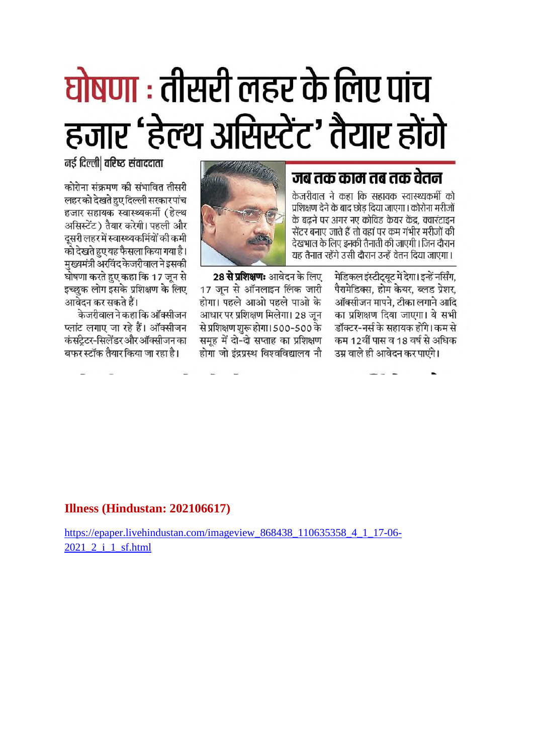# घोषणा : तीसरी लहर के लिए पांच हजार 'हेल्थ असिस्टेंट' तैयार होंगे

**नई दिल्ली| वरिष्ठ संवाददाता**

कोरोना संक्रमण की संभावित तीसरी लहर को देखते हुए दिल्ली सरकार पांच हजार सहायक स्वास्थ्यकर्मी (हेल्थ असिस्टेंट) तैयार करेगी। पहली और दूसरी लहर में स्वास्थ्यकर्मियों की कमी को देखते हुए यह फैसला किया गया है। मुख्यमंत्री अरविंद केजरीवाल ने इसकी घोषणा करते हुए कहा कि 17 जून से इच्छुक लोग इसके प्रशिक्षण के लिए आवेदन कर सकते हैं।

केजरीवाल ने कहा कि ऑक्सीजन प्लांट लगाए जा रहे हैं। ऑक्सीजन कंसंट्रेटर-सिलेंडर और ऑक्सीजन का बफर स्टॉक तैयार किया जा रहा है।

## जब तक काम तब तक वेतन

केजरीवाल ने कहा कि सहायक स्वास्थ्यकर्मी को प्रशिक्षण देने के बाद छोड़ दिया जाएगा। कोरोना मरीजों के बढ़ने पर अगर नए कोविड केयर केंद्र, क्वारंटाइन सेंटर बनाए जाते हैं तो वहां पर कम गंभीर मरीजों की देखभाल के लिए इनकी तैनाती की जाएगी। जिन दौरान यह तैनात रहेंगे उसी दौरान उन्हें वेतन दिया जाएगा।

**28 से प्रशिक्षण:** आवेदन के लिए 17 जून से ऑनलाइन लिंक जारी होगा। पहले आओ पहले पाओ के आधार पर प्रशिक्षण मिलेगा। 28 जून से प्रशिक्षण शुरू होगा। 500-500 के समूह में दो-दो सप्ताह का प्रशिक्षण होगा जो इंद्रप्रस्थ विश्वविद्यालय नौ मेडिकल इंस्टीट्यूट में देगा। इन्हें नर्सिंग, पैरामेडिक्स, होम केयर, ब्लड प्रेशर, ऑक्सीजन मापने, टीका लगाने आदि का प्रशिक्षण दिया जाएगा। ये सभी डॉक्टर-नर्स के सहायक होंगे। कम से कम 12वीं पास व 18 वर्ष से अधिक उम्र वाले ही आवेदन कर पाएंगे।

**Illness (Hindustan: 202106617)**

https://epaper.livehindustan.com/imageview_868438_110635358_4_1_17-06-2021_2_i_1_sf.html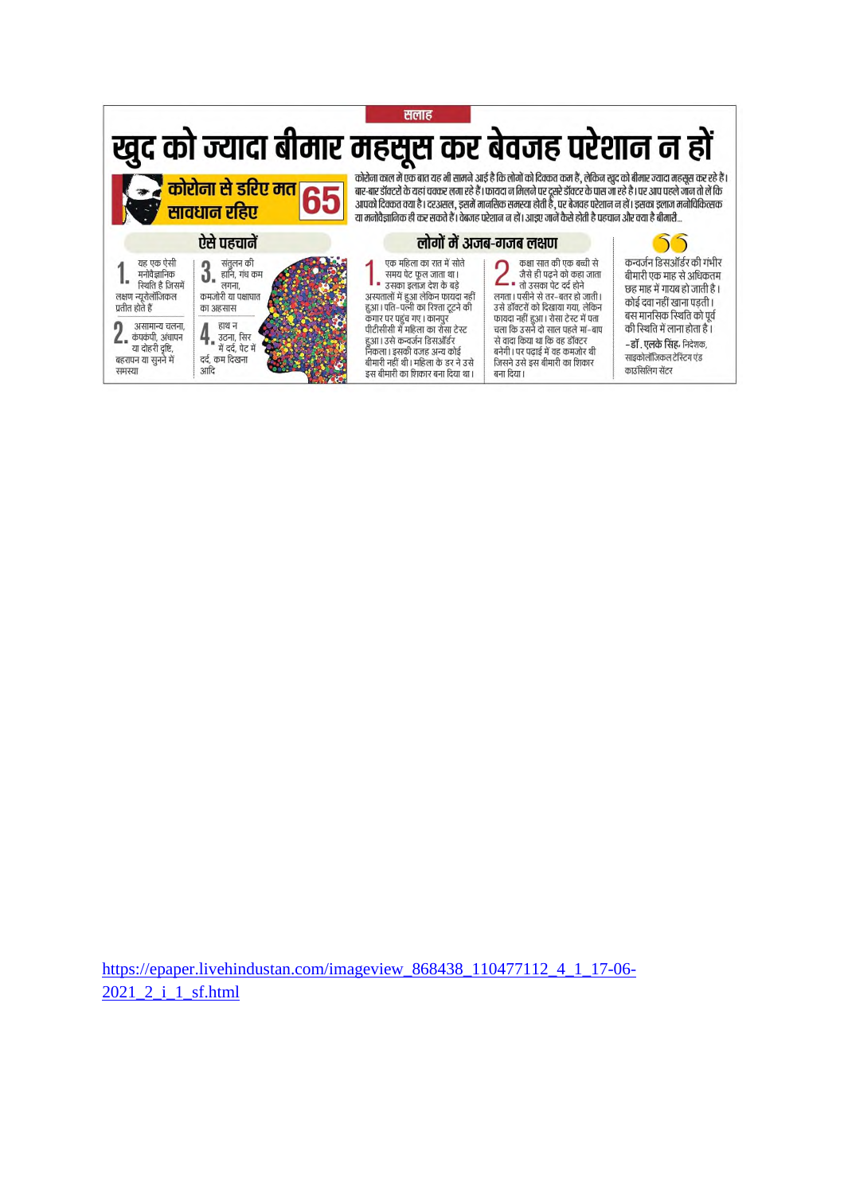सलाह

# खुद को ज्यादा बीमार महसूस कर बेवजह परेशान न हों

**कोरोना से डरिए मत सावधान रहिए 65**

कोरोना काल में एक बात यह भी सामने आई है कि लोगों को दिक्कत कम है, लेकिन खुद को बीमार ज्यादा महसूस कर रहे हैं। बार-बार डॉक्टरों के यहां चक्कर लगा रहे हैं। फायदा न मिलने पर दूसरे डॉक्टर के पास जा रहे हैं। पर आप पहले जान तो लें कि आपको दिक्कत क्या है। दरअसल, इसमें मानसिक समस्या होती है, पर बेवजह परेशान न हों। इसका इलाज मनोचिकित्सक या मनोवैज्ञानिक ही कर सकते हैं। बेवजह परेशान न हों। आइए जानें कैसे होती है पहचान और क्या है बीमारी...

## ऐसे पहचानें

1. यह एक ऐसी मनोवैज्ञानिक स्थिति है जिसमें लक्षण न्यूरोलॉजिकल प्रतीत होते हैं
2. असामान्य चलना, कंपकंपी, अंधापन या दोहरी दृष्टि, बहरापन या सुनने में समस्या
3. संतुलन की हानि, गंध कम लगना, कमजोरी या पक्षाघात का अहसास
4. हाथ न उठना, सिर में दर्द, पेट में दर्द, कम दिखना आदि

## लोगों में अजब-गजब लक्षण

1. एक महिला का रात में सोते समय पेट फूल जाता था। उसका इलाज देश के बड़े अस्पतालों में हुआ लेकिन फायदा नहीं हुआ। पति-पत्नी का रिश्ता टूटने की कगार पर पहुंच गए। कानपुर पीटीसीसी में महिला का रोसा टेस्ट हुआ। उसे कन्वर्जन डिसऑर्डर निकला। इसकी वजह अन्य कोई बीमारी नहीं थी। महिला के डर ने उसे इस बीमारी का शिकार बना दिया था।
2. कक्षा सात की एक बच्ची से जैसे ही पढ़ने को कहा जाता तो उसका पेट दर्द होने लगता। पसीने से तर-बतर हो जाती। उसे डॉक्टरों को दिखाया गया, लेकिन फायदा नहीं हुआ। रोसा टेस्ट में पता चला कि उसने दो साल पहले मां-बाप से वादा किया था कि वह डॉक्टर बनेगी। पर पढ़ाई में वह कमजोर थी जिसने उसे इस बीमारी का शिकार बना दिया।

" कन्वर्जन डिसऑर्डर की गंभीर बीमारी एक माह से अधिकतम छह माह में गायब हो जाती है। कोई दवा नहीं खाना पड़ती। बस मानसिक स्थिति को पूर्व की स्थिति में लाना होता है।

**-डॉ. एलके सिंह**, निदेशक, साइकोलॉजिकल टेस्टिंग एंड काउंसिलिंग सेंटर

https://epaper.livehindustan.com/imageview_868438_110477112_4_1_17-06-2021_2_i_1_sf.html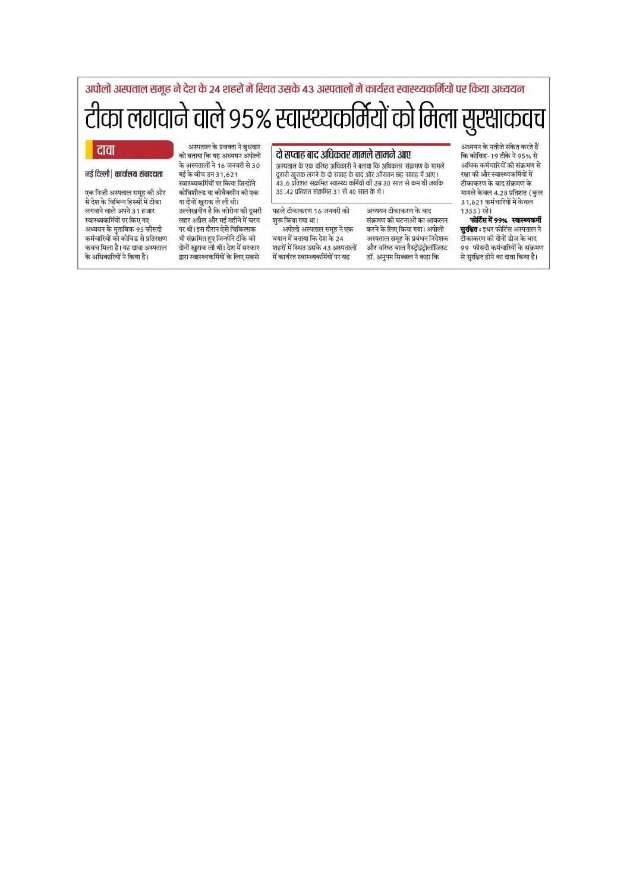## अपोलो अस्पताल समूह ने देश के 24 शहरों में स्थित उसके 43 अस्पतालों में कार्यरत स्वास्थ्यकर्मियों पर किया अध्ययन

# टीका लगवाने वाले 95% स्वास्थ्यकर्मियों को मिला सुरक्षाकवच

**दावा**

**नई दिल्ली | कार्यालय संवाददाता**

एक निजी अस्पताल समूह की ओर से देश के विभिन्न हिस्सों में टीका लगवाने वाले अपने 31 हजार स्वास्थ्यकर्मियों पर किए गए अध्ययन के मुताबिक 95 फीसदी कर्मचारियों को कोविड से प्रतिरक्षण कवच मिला है। यह दावा अस्पताल के अधिकारियों ने किया है।

अस्पताल के प्रवक्ता ने बुधवार को बताया कि यह अध्ययन अपोलो के अस्पतालों ने 16 जनवरी से 30 मई के बीच उन 31,621 स्वास्थ्यकर्मियों पर किया जिन्होंने कोविशील्ड या कोवैक्सीन की एक या दोनों खुराक ले ली थी।

उल्लेखनीय है कि कोरोना की दूसरी लहर अप्रैल और मई महीने में चरम पर थी। इस दौरान ऐसे चिकित्सक भी संक्रमित हुए जिन्होंने टीके की दोनों खुराक ली थीं। देश में सरकार द्वारा स्वास्थ्यकर्मियों के लिए सबसे पहले टीकाकरण 16 जनवरी को शुरू किया गया था।

अपोलो अस्पताल समूह ने एक बयान में बताया कि देश के 24 शहरों में स्थित उसके 43 अस्पतालों में कार्यरत स्वास्थ्यकर्मियों पर यह अध्ययन टीकाकरण के बाद संक्रमण की घटनाओं का आकलन करने के लिए किया गया। अपोलो अस्पताल समूह के प्रबंधन निदेशक और वरिष्ठ बाल गैस्ट्रोइंट्रोलॉजिस्ट डॉ. अनुपम सिब्बल ने कहा कि अध्ययन के नतीजे संकेत करते हैं कि कोविड-19 टीके ने 95% से अधिक कर्मचारियों की संक्रमण से रक्षा की और स्वास्थ्यकर्मियों में टीकाकरण के बाद संक्रमण के मामले केवल 4.28 प्रतिशत (कुल 31,621 कर्मचारियों में केवल 1355) रहे।

### दो सप्ताह बाद अधिकतर मामले सामने आए

अस्पताल के एक वरिष्ठ अधिकारी ने बताया कि अधिकतर संक्रमण के मामले दूसरी खुराक लगने के दो सप्ताह के बाद और औसतन छह सप्ताह में आए। 43.6 प्रतिशत संक्रमित स्वास्थ्य कर्मियों की उम्र 30 साल से कम थी जबकि 35.42 प्रतिशत संक्रमित 31 से 40 साल के थे।

**फोर्टिस में 99% स्वास्थ्यकर्मी सुरक्षित :** इधर फोर्टिस अस्पताल ने टीकाकरण की दोनों डोज के बाद 99 फीसदी कर्मचारियों के संक्रमण से सुरक्षित होने का दावा किया है।